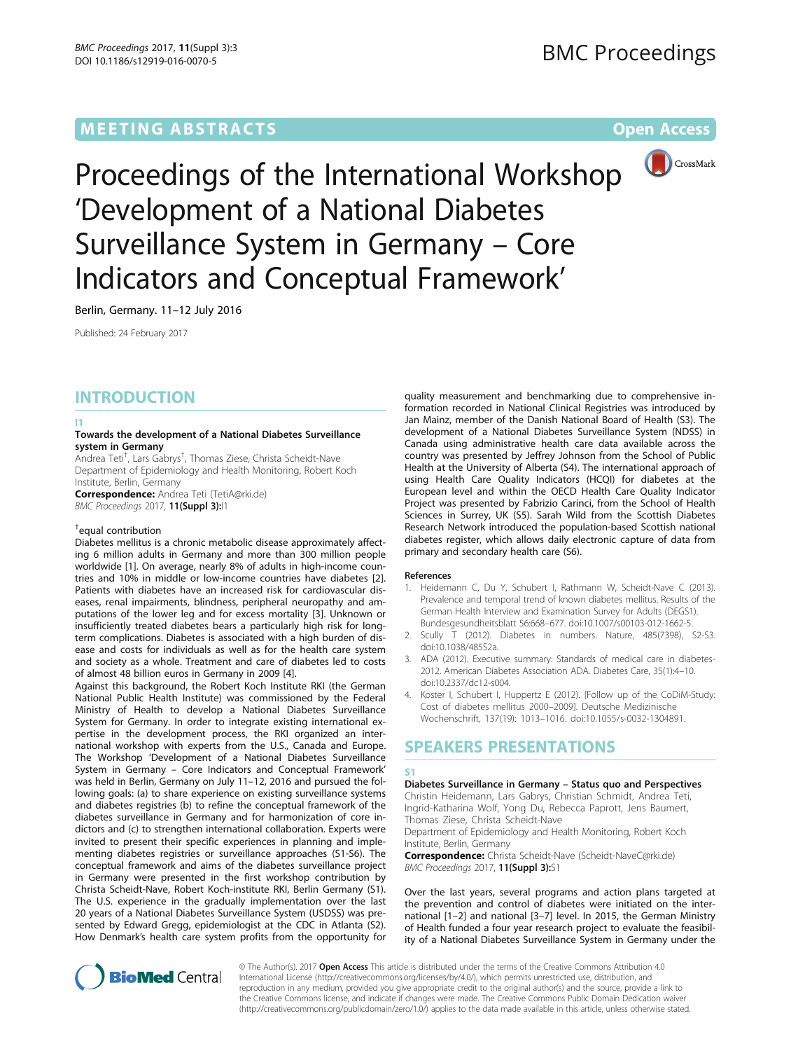# MEETING ABSTRACTS

**Open Access**

# Proceedings of the International Workshop 'Development of a National Diabetes Surveillance System in Germany – Core Indicators and Conceptual Framework'

Berlin, Germany. 11–12 July 2016

Published: 24 February 2017

## INTRODUCTION

### I1

#### Towards the development of a National Diabetes Surveillance system in Germany

Andrea Teti[†], Lars Gabrys[†], Thomas Ziese, Christa Scheidt-Nave
Department of Epidemiology and Health Monitoring, Robert Koch Institute, Berlin, Germany
**Correspondence:** Andrea Teti (TetiA@rki.de)
*BMC Proceedings* 2017, **11(Suppl 3):**I1

[†]equal contribution

Diabetes mellitus is a chronic metabolic disease approximately affecting 6 million adults in Germany and more than 300 million people worldwide [1]. On average, nearly 8% of adults in high-income countries and 10% in middle or low-income countries have diabetes [2]. Patients with diabetes have an increased risk for cardiovascular diseases, renal impairments, blindness, peripheral neuropathy and amputations of the lower leg and for excess mortality [3]. Unknown or insufficiently treated diabetes bears a particularly high risk for long-term complications. Diabetes is associated with a high burden of disease and costs for individuals as well as for the health care system and society as a whole. Treatment and care of diabetes led to costs of almost 48 billion euros in Germany in 2009 [4].

Against this background, the Robert Koch Institute RKI (the German National Public Health Institute) was commissioned by the Federal Ministry of Health to develop a National Diabetes Surveillance System for Germany. In order to integrate existing international expertise in the development process, the RKI organized an international workshop with experts from the U.S., Canada and Europe. The Workshop 'Development of a National Diabetes Surveillance System in Germany – Core Indicators and Conceptual Framework' was held in Berlin, Germany on July 11–12, 2016 and pursued the following goals: (a) to share experience on existing surveillance systems and diabetes registries (b) to refine the conceptual framework of the diabetes surveillance in Germany and for harmonization of core indicators and (c) to strengthen international collaboration. Experts were invited to present their specific experiences in planning and implementing diabetes registries or surveillance approaches (S1-S6). The conceptual framework and aims of the diabetes surveillance project in Germany were presented in the first workshop contribution by Christa Scheidt-Nave, Robert Koch-institute RKI, Berlin Germany (S1). The U.S. experience in the gradually implementation over the last 20 years of a National Diabetes Surveillance System (USDSS) was presented by Edward Gregg, epidemiologist at the CDC in Atlanta (S2). How Denmark's health care system profits from the opportunity for quality measurement and benchmarking due to comprehensive information recorded in National Clinical Registries was introduced by Jan Mainz, member of the Danish National Board of Health (S3). The development of a National Diabetes Surveillance System (NDSS) in Canada using administrative health care data available across the country was presented by Jeffrey Johnson from the School of Public Health at the University of Alberta (S4). The international approach of using Health Care Quality Indicators (HCQI) for diabetes at the European level and within the OECD Health Care Quality Indicator Project was presented by Fabrizio Carinci, from the School of Health Sciences in Surrey, UK (S5). Sarah Wild from the Scottish Diabetes Research Network introduced the population-based Scottish national diabetes register, which allows daily electronic capture of data from primary and secondary health care (S6).

**References**

1. Heidemann C, Du Y, Schubert I, Rathmann W, Scheidt-Nave C (2013). Prevalence and temporal trend of known diabetes mellitus. Results of the German Health Interview and Examination Survey for Adults (DEGS1). Bundesgesundheitsblatt 56:668–677. doi:10.1007/s00103-012-1662-5.
2. Scully T (2012). Diabetes in numbers. Nature, 485(7398), S2-S3. doi:10.1038/485S2a.
3. ADA (2012). Executive summary: Standards of medical care in diabetes-2012. American Diabetes Association ADA. Diabetes Care, 35(1):4–10. doi:10.2337/dc12-s004.
4. Koster I, Schubert I, Huppertz E (2012). [Follow up of the CoDiM-Study: Cost of diabetes mellitus 2000–2009]. Deutsche Medizinische Wochenschrift, 137(19): 1013–1016. doi:10.1055/s-0032-1304891.

## SPEAKERS PRESENTATIONS

### S1

#### Diabetes Surveillance in Germany – Status quo and Perspectives

Christin Heidemann, Lars Gabrys, Christian Schmidt, Andrea Teti, Ingrid-Katharina Wolf, Yong Du, Rebecca Paprott, Jens Baumert, Thomas Ziese, Christa Scheidt-Nave
Department of Epidemiology and Health Monitoring, Robert Koch Institute, Berlin, Germany
**Correspondence:** Christa Scheidt-Nave (Scheidt-NaveC@rki.de)
*BMC Proceedings* 2017, **11(Suppl 3):**S1

Over the last years, several programs and action plans targeted at the prevention and control of diabetes were initiated on the international [1–2] and national [3–7] level. In 2015, the German Ministry of Health funded a four year research project to evaluate the feasibility of a National Diabetes Surveillance System in Germany under the

© The Author(s). 2017 **Open Access** This article is distributed under the terms of the Creative Commons Attribution 4.0 International License (http://creativecommons.org/licenses/by/4.0/), which permits unrestricted use, distribution, and reproduction in any medium, provided you give appropriate credit to the original author(s) and the source, provide a link to the Creative Commons license, and indicate if changes were made. The Creative Commons Public Domain Dedication waiver (http://creativecommons.org/publicdomain/zero/1.0/) applies to the data made available in this article, unless otherwise stated.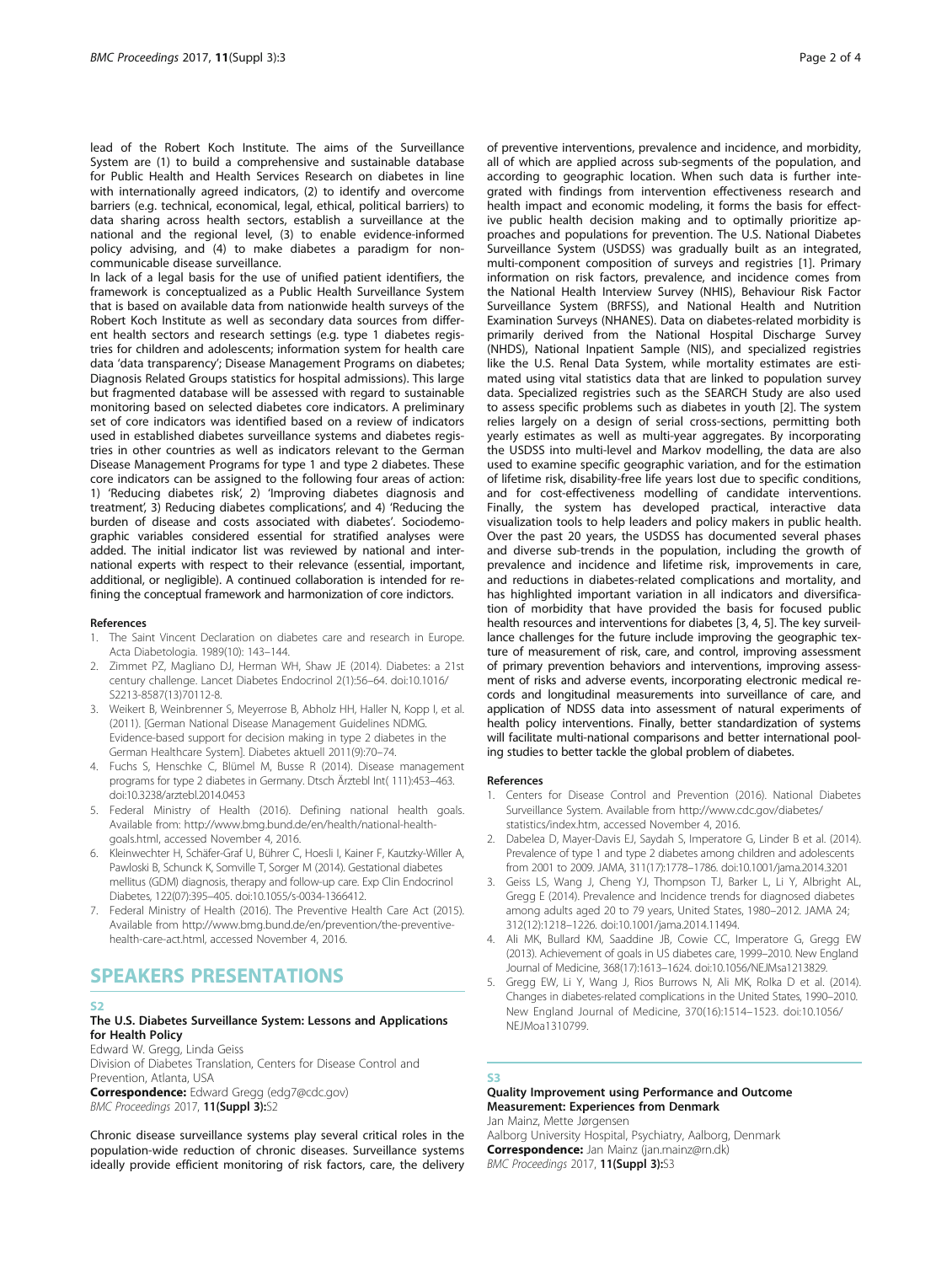lead of the Robert Koch Institute. The aims of the Surveillance System are (1) to build a comprehensive and sustainable database for Public Health and Health Services Research on diabetes in line with internationally agreed indicators, (2) to identify and overcome barriers (e.g. technical, economical, legal, ethical, political barriers) to data sharing across health sectors, establish a surveillance at the national and the regional level, (3) to enable evidence-informed policy advising, and (4) to make diabetes a paradigm for non-communicable disease surveillance.

In lack of a legal basis for the use of unified patient identifiers, the framework is conceptualized as a Public Health Surveillance System that is based on available data from nationwide health surveys of the Robert Koch Institute as well as secondary data sources from different health sectors and research settings (e.g. type 1 diabetes registries for children and adolescents; information system for health care data 'data transparency'; Disease Management Programs on diabetes; Diagnosis Related Groups statistics for hospital admissions). This large but fragmented database will be assessed with regard to sustainable monitoring based on selected diabetes core indicators. A preliminary set of core indicators was identified based on a review of indicators used in established diabetes surveillance systems and diabetes registries in other countries as well as indicators relevant to the German Disease Management Programs for type 1 and type 2 diabetes. These core indicators can be assigned to the following four areas of action: 1) 'Reducing diabetes risk', 2) 'Improving diabetes diagnosis and treatment', 3) Reducing diabetes complications', and 4) 'Reducing the burden of disease and costs associated with diabetes'. Sociodemographic variables considered essential for stratified analyses were added. The initial indicator list was reviewed by national and international experts with respect to their relevance (essential, important, additional, or negligible). A continued collaboration is intended for refining the conceptual framework and harmonization of core indictors.

#### References

1. The Saint Vincent Declaration on diabetes care and research in Europe. Acta Diabetologia. 1989(10): 143–144.
2. Zimmet PZ, Magliano DJ, Herman WH, Shaw JE (2014). Diabetes: a 21st century challenge. Lancet Diabetes Endocrinol 2(1):56–64. doi:10.1016/S2213-8587(13)70112-8.
3. Weikert B, Weinbrenner S, Meyerrose B, Abholz HH, Haller N, Kopp I, et al. (2011). [German National Disease Management Guidelines NDMG. Evidence-based support for decision making in type 2 diabetes in the German Healthcare System]. Diabetes aktuell 2011(9):70–74.
4. Fuchs S, Henschke C, Blümel M, Busse R (2014). Disease management programs for type 2 diabetes in Germany. Dtsch Ärztebl Int( 111):453–463. doi:10.3238/arztebl.2014.0453
5. Federal Ministry of Health (2016). Defining national health goals. Available from: http://www.bmg.bund.de/en/health/national-health-goals.html, accessed November 4, 2016.
6. Kleinwechter H, Schäfer-Graf U, Bührer C, Hoesli I, Kainer F, Kautzky-Willer A, Pawloski B, Schunck K, Somville T, Sorger M (2014). Gestational diabetes mellitus (GDM) diagnosis, therapy and follow-up care. Exp Clin Endocrinol Diabetes, 122(07):395–405. doi:10.1055/s-0034-1366412.
7. Federal Ministry of Health (2016). The Preventive Health Care Act (2015). Available from http://www.bmg.bund.de/en/prevention/the-preventive-health-care-act.html, accessed November 4, 2016.

# SPEAKERS PRESENTATIONS

## S2

### The U.S. Diabetes Surveillance System: Lessons and Applications for Health Policy

Edward W. Gregg, Linda Geiss

Division of Diabetes Translation, Centers for Disease Control and Prevention, Atlanta, USA

**Correspondence:** Edward Gregg (edg7@cdc.gov)

*BMC Proceedings* 2017, **11(Suppl 3):**S2

Chronic disease surveillance systems play several critical roles in the population-wide reduction of chronic diseases. Surveillance systems ideally provide efficient monitoring of risk factors, care, the delivery of preventive interventions, prevalence and incidence, and morbidity, all of which are applied across sub-segments of the population, and according to geographic location. When such data is further integrated with findings from intervention effectiveness research and health impact and economic modeling, it forms the basis for effective public health decision making and to optimally prioritize approaches and populations for prevention. The U.S. National Diabetes Surveillance System (USDSS) was gradually built as an integrated, multi-component composition of surveys and registries [1]. Primary information on risk factors, prevalence, and incidence comes from the National Health Interview Survey (NHIS), Behaviour Risk Factor Surveillance System (BRFSS), and National Health and Nutrition Examination Surveys (NHANES). Data on diabetes-related morbidity is primarily derived from the National Hospital Discharge Survey (NHDS), National Inpatient Sample (NIS), and specialized registries like the U.S. Renal Data System, while mortality estimates are estimated using vital statistics data that are linked to population survey data. Specialized registries such as the SEARCH Study are also used to assess specific problems such as diabetes in youth [2]. The system relies largely on a design of serial cross-sections, permitting both yearly estimates as well as multi-year aggregates. By incorporating the USDSS into multi-level and Markov modelling, the data are also used to examine specific geographic variation, and for the estimation of lifetime risk, disability-free life years lost due to specific conditions, and for cost-effectiveness modelling of candidate interventions. Finally, the system has developed practical, interactive data visualization tools to help leaders and policy makers in public health. Over the past 20 years, the USDSS has documented several phases and diverse sub-trends in the population, including the growth of prevalence and incidence and lifetime risk, improvements in care, and reductions in diabetes-related complications and mortality, and has highlighted important variation in all indicators and diversification of morbidity that have provided the basis for focused public health resources and interventions for diabetes [3, 4, 5]. The key surveillance challenges for the future include improving the geographic texture of measurement of risk, care, and control, improving assessment of primary prevention behaviors and interventions, improving assessment of risks and adverse events, incorporating electronic medical records and longitudinal measurements into surveillance of care, and application of NDSS data into assessment of natural experiments of health policy interventions. Finally, better standardization of systems will facilitate multi-national comparisons and better international pooling studies to better tackle the global problem of diabetes.

#### References

1. Centers for Disease Control and Prevention (2016). National Diabetes Surveillance System. Available from http://www.cdc.gov/diabetes/statistics/index.htm, accessed November 4, 2016.
2. Dabelea D, Mayer-Davis EJ, Saydah S, Imperatore G, Linder B et al. (2014). Prevalence of type 1 and type 2 diabetes among children and adolescents from 2001 to 2009. JAMA, 311(17):1778–1786. doi:10.1001/jama.2014.3201
3. Geiss LS, Wang J, Cheng YJ, Thompson TJ, Barker L, Li Y, Albright AL, Gregg E (2014). Prevalence and Incidence trends for diagnosed diabetes among adults aged 20 to 79 years, United States, 1980–2012. JAMA 24; 312(12):1218–1226. doi:10.1001/jama.2014.11494.
4. Ali MK, Bullard KM, Saaddine JB, Cowie CC, Imperatore G, Gregg EW (2013). Achievement of goals in US diabetes care, 1999–2010. New England Journal of Medicine, 368(17):1613–1624. doi:10.1056/NEJMsa1213829.
5. Gregg EW, Li Y, Wang J, Rios Burrows N, Ali MK, Rolka D et al. (2014). Changes in diabetes-related complications in the United States, 1990–2010. New England Journal of Medicine, 370(16):1514–1523. doi:10.1056/NEJMoa1310799.

## S3

### Quality Improvement using Performance and Outcome Measurement: Experiences from Denmark

Jan Mainz, Mette Jørgensen

Aalborg University Hospital, Psychiatry, Aalborg, Denmark

**Correspondence:** Jan Mainz (jan.mainz@rn.dk)

*BMC Proceedings* 2017, **11(Suppl 3):**S3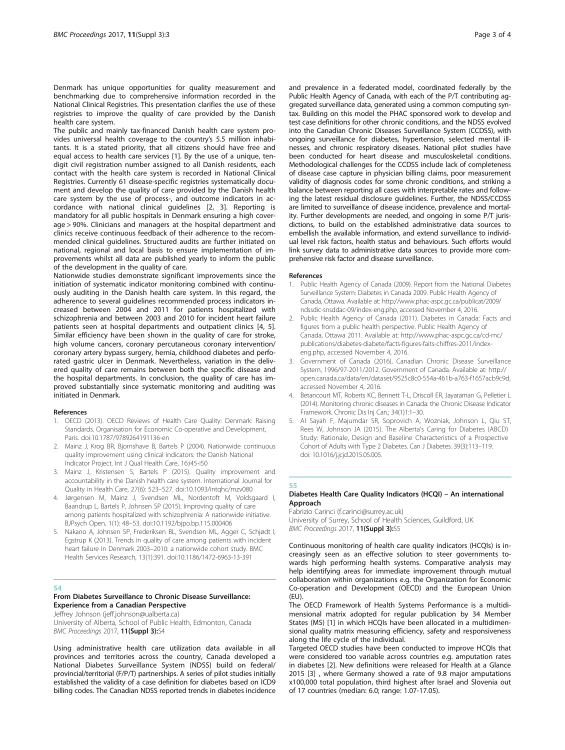Denmark has unique opportunities for quality measurement and benchmarking due to comprehensive information recorded in the National Clinical Registries. This presentation clarifies the use of these registries to improve the quality of care provided by the Danish health care system.

The public and mainly tax-financed Danish health care system provides universal health coverage to the country's 5.5 million inhabitants. It is a stated priority, that all citizens should have free and equal access to health care services [1]. By the use of a unique, ten-digit civil registration number assigned to all Danish residents, each contact with the health care system is recorded in National Clinical Registries. Currently 61 disease-specific registries systematically document and develop the quality of care provided by the Danish health care system by the use of process-, and outcome indicators in accordance with national clinical guidelines [2, 3]. Reporting is mandatory for all public hospitals in Denmark ensuring a high coverage > 90%. Clinicians and managers at the hospital department and clinics receive continuous feedback of their adherence to the recommended clinical guidelines. Structured audits are further initiated on national, regional and local basis to ensure implementation of improvements whilst all data are published yearly to inform the public of the development in the quality of care.

Nationwide studies demonstrate significant improvements since the initiation of systematic indicator monitoring combined with continuously auditing in the Danish health care system. In this regard, the adherence to several guidelines recommended process indicators increased between 2004 and 2011 for patients hospitalized with schizophrenia and between 2003 and 2010 for incident heart failure patients seen at hospital departments and outpatient clinics [4, 5]. Similar efficiency have been shown in the quality of care for stroke, high volume cancers, coronary percutaneous coronary intervention/ coronary artery bypass surgery, hernia, childhood diabetes and perforated gastric ulcer in Denmark. Nevertheless, variation in the delivered quality of care remains between both the specific disease and the hospital departments. In conclusion, the quality of care has improved substantially since systematic monitoring and auditing was initiated in Denmark.

#### References

1. OECD (2013). OECD Reviews of Health Care Quality: Denmark: Raising Standards. Organisation for Economic Co-operative and Development, Paris. doi:10.1787/9789264191136-en
2. Mainz J, Krog BR, Bjornshave B, Bartels P (2004). Nationwide continuous quality improvement using clinical indicators: the Danish National Indicator Project. Int J Qual Health Care, 16:i45-i50
3. Mainz J, Kristensen S, Bartels P (2015). Quality improvement and accountability in the Danish health care system. International Journal for Quality in Health Care, 27(6): 523–527. doi:10.1093/intqhc/mzv080
4. Jørgensen M, Mainz J, Svendsen ML, Nordentoft M, Voldsgaard I, Baandrup L, Bartels P, Johnsen SP (2015). Improving quality of care among patients hospitalized with schizophrenia: A nationwide initiative. BJPsych Open, 1(1): 48–53. doi:10.1192/bjpo.bp.115.000406
5. Nakano A, Johnsen SP, Frederiksen BL, Svendsen ML, Agger C, Schjødt I, Egstrup K (2013). Trends in quality of care among patients with incident heart failure in Denmark 2003–2010: a nationwide cohort study. BMC Health Services Research, 13(1):391. doi:10.1186/1472-6963-13-391

## S4

### From Diabetes Surveillance to Chronic Disease Surveillance: Experience from a Canadian Perspective

Jeffrey Johnson (jeff.johnson@ualberta.ca)
University of Alberta, School of Public Health, Edmonton, Canada
*BMC Proceedings* 2017, **11(Suppl 3):**S4

Using administrative health care utilization data available in all provinces and territories across the country, Canada developed a National Diabetes Surveillance System (NDSS) build on federal/ provincial/territorial (F/P/T) partnerships. A series of pilot studies initially established the validity of a case definition for diabetes based on ICD9 billing codes. The Canadian NDSS reported trends in diabetes incidence and prevalence in a federated model, coordinated federally by the Public Health Agency of Canada, with each of the P/T contributing aggregated surveillance data, generated using a common computing syntax. Building on this model the PHAC sponsored work to develop and test case definitions for other chronic conditions, and the NDSS evolved into the Canadian Chronic Diseases Surveillance System (CCDSS), with ongoing surveillance for diabetes, hypertension, selected mental illnesses, and chronic respiratory diseases. National pilot studies have been conducted for heart disease and musculoskeletal conditions. Methodological challenges for the CCDSS include lack of completeness of disease case capture in physician billing claims, poor measurement validity of diagnosis codes for some chronic conditions, and striking a balance between reporting all cases with interpretable rates and following the latest residual disclosure guidelines. Further, the NDSS/CCDSS are limited to surveillance of disease incidence, prevalence and mortality. Further developments are needed, and ongoing in some P/T jurisdictions, to build on the established administrative data sources to embellish the available information, and extend surveillance to individual level risk factors, health status and behaviours. Such efforts would link survey data to administrative data sources to provide more comprehensive risk factor and disease surveillance.

#### References

1. Public Health Agency of Canada (2009). Report from the National Diabetes Surveillance System: Diabetes in Canada 2009. Public Health Agency of Canada, Ottawa. Available at: http://www.phac-aspc.gc.ca/publicat/2009/ndssdic-snsddac-09/index-eng.php, accessed November 4, 2016.
2. Public Health Agency of Canada (2011). Diabetes in Canada: Facts and figures from a public health perspective. Public Health Agency of Canada, Ottawa 2011. Available at: http://www.phac-aspc.gc.ca/cd-mc/publications/diabetes-diabete/facts-figures-faits-chiffres-2011/index-eng.php, accessed November 4, 2016.
3. Government of Canada (2016), Canadian Chronic Disease Surveillance System, 1996/97-2011/2012. Government of Canada. Available at: http://open.canada.ca/data/en/dataset/9525c8c0-554a-461b-a763-f1657acb9c9d, accessed November 4, 2016.
4. Betancourt MT, Roberts KC, Bennett T-L, Driscoll ER, Jayaraman G, Pelletier L (2014). Monitoring chronic diseases in Canada: the Chronic Disease Indicator Framework. Chronic Dis Inj Can.; 34(1)1:1–30.
5. Al Sayah F, Majumdar SR, Soprovich A, Wozniak, Johnson L, Qiu ST, Rees W, Johnson JA (2015). The Alberta's Caring for Diabetes (ABCD) Study: Rationale, Design and Baseline Characteristics of a Prospective Cohort of Adults with Type 2 Diabetes. Can J Diabetes. 39(3):113–119. doi: 10.1016/j.jcjd.2015.05.005.

## S5

### Diabetes Health Care Quality Indicators (HCQI) – An international Approach

Fabrizio Carinci (f.carinci@surrey.ac.uk)
University of Surrey, School of Health Sciences, Guildford, UK
*BMC Proceedings* 2017, **11(Suppl 3):**S5

Continuous monitoring of health care quality indicators (HCQIs) is increasingly seen as an effective solution to steer governments towards high performing health systems. Comparative analysis may help identifying areas for immediate improvement through mutual collaboration within organizations e.g. the Organization for Economic Co-operation and Development (OECD) and the European Union (EU).

The OECD Framework of Health Systems Performance is a multidimensional matrix adopted for regular publication by 34 Member States (MS) [1] in which HCQIs have been allocated in a multidimensional quality matrix measuring efficiency, safety and responsiveness along the life cycle of the individual.

Targeted OECD studies have been conducted to improve HCQIs that were considered too variable across countries e.g. amputation rates in diabetes [2]. New definitions were released for Health at a Glance 2015 [3] , where Germany showed a rate of 9.8 major amputations x100,000 total population, third highest after Israel and Slovenia out of 17 countries (median: 6.0; range: 1.07-17.05).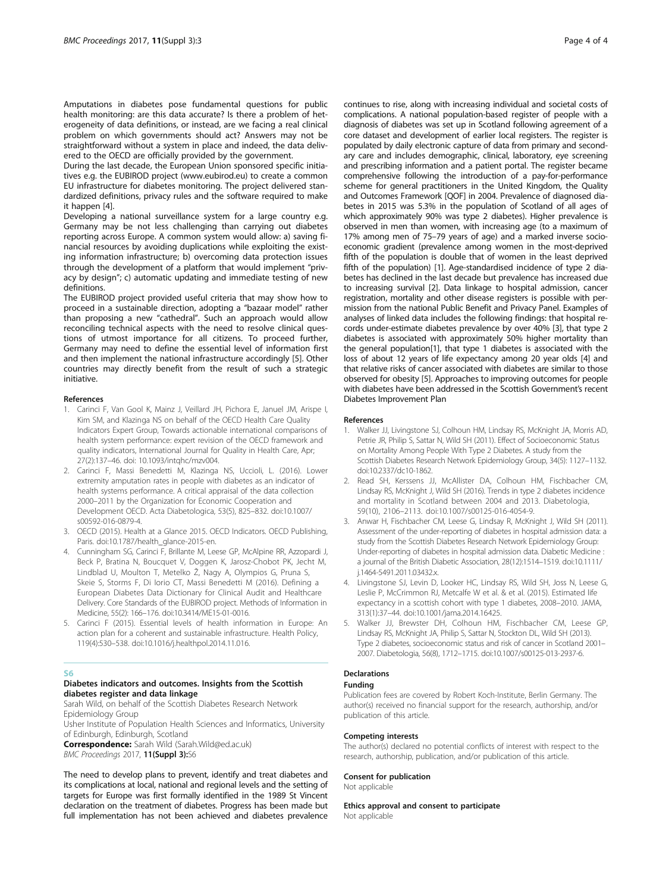Amputations in diabetes pose fundamental questions for public health monitoring: are this data accurate? Is there a problem of heterogeneity of data definitions, or instead, are we facing a real clinical problem on which governments should act? Answers may not be straightforward without a system in place and indeed, the data delivered to the OECD are officially provided by the government.

During the last decade, the European Union sponsored specific initiatives e.g. the EUBIROD project (www.eubirod.eu) to create a common EU infrastructure for diabetes monitoring. The project delivered standardized definitions, privacy rules and the software required to make it happen [4].

Developing a national surveillance system for a large country e.g. Germany may be not less challenging than carrying out diabetes reporting across Europe. A common system would allow: a) saving financial resources by avoiding duplications while exploiting the existing information infrastructure; b) overcoming data protection issues through the development of a platform that would implement "privacy by design"; c) automatic updating and immediate testing of new definitions.

The EUBIROD project provided useful criteria that may show how to proceed in a sustainable direction, adopting a "bazaar model" rather than proposing a new "cathedral". Such an approach would allow reconciling technical aspects with the need to resolve clinical questions of utmost importance for all citizens. To proceed further, Germany may need to define the essential level of information first and then implement the national infrastructure accordingly [5]. Other countries may directly benefit from the result of such a strategic initiative.

#### References

1. Carinci F, Van Gool K, Mainz J, Veillard JH, Pichora E, Januel JM, Arispe I, Kim SM, and Klazinga NS on behalf of the OECD Health Care Quality Indicators Expert Group, Towards actionable international comparisons of health system performance: expert revision of the OECD framework and quality indicators, International Journal for Quality in Health Care, Apr; 27(2):137–46. doi: 10.1093/intqhc/mzv004.
2. Carinci F, Massi Benedetti M, Klazinga NS, Uccioli, L. (2016). Lower extremity amputation rates in people with diabetes as an indicator of health systems performance. A critical appraisal of the data collection 2000–2011 by the Organization for Economic Cooperation and Development OECD. Acta Diabetologica, 53(5), 825–832. doi:10.1007/s00592-016-0879-4.
3. OECD (2015). Health at a Glance 2015. OECD Indicators. OECD Publishing, Paris. doi:10.1787/health_glance-2015-en.
4. Cunningham SG, Carinci F, Brillante M, Leese GP, McAlpine RR, Azzopardi J, Beck P, Bratina N, Boucquet V, Doggen K, Jarosz-Chobot PK, Jecht M, Lindblad U, Moulton T, Metelko Ž, Nagy A, Olympios G, Pruna S, Skeie S, Storms F, Di Iorio CT, Massi Benedetti M (2016). Defining a European Diabetes Data Dictionary for Clinical Audit and Healthcare Delivery. Core Standards of the EUBIROD project. Methods of Information in Medicine, 55(2): 166–176. doi:10.3414/ME15-01-0016.
5. Carinci F (2015). Essential levels of health information in Europe: An action plan for a coherent and sustainable infrastructure. Health Policy, 119(4):530–538. doi:10.1016/j.healthpol.2014.11.016.

## S6

### Diabetes indicators and outcomes. Insights from the Scottish diabetes register and data linkage

Sarah Wild, on behalf of the Scottish Diabetes Research Network Epidemiology Group

Usher Institute of Population Health Sciences and Informatics, University of Edinburgh, Edinburgh, Scotland

**Correspondence:** Sarah Wild (Sarah.Wild@ed.ac.uk)

*BMC Proceedings* 2017, **11(Suppl 3):**S6

The need to develop plans to prevent, identify and treat diabetes and its complications at local, national and regional levels and the setting of targets for Europe was first formally identified in the 1989 St Vincent declaration on the treatment of diabetes. Progress has been made but full implementation has not been achieved and diabetes prevalence continues to rise, along with increasing individual and societal costs of complications. A national population-based register of people with a diagnosis of diabetes was set up in Scotland following agreement of a core dataset and development of earlier local registers. The register is populated by daily electronic capture of data from primary and secondary care and includes demographic, clinical, laboratory, eye screening and prescribing information and a patient portal. The register became comprehensive following the introduction of a pay-for-performance scheme for general practitioners in the United Kingdom, the Quality and Outcomes Framework [QOF] in 2004. Prevalence of diagnosed diabetes in 2015 was 5.3% in the population of Scotland of all ages of which approximately 90% was type 2 diabetes). Higher prevalence is observed in men than women, with increasing age (to a maximum of 17% among men of 75–79 years of age) and a marked inverse socioeconomic gradient (prevalence among women in the most-deprived fifth of the population is double that of women in the least deprived fifth of the population) [1]. Age-standardised incidence of type 2 diabetes has declined in the last decade but prevalence has increased due to increasing survival [2]. Data linkage to hospital admission, cancer registration, mortality and other disease registers is possible with permission from the national Public Benefit and Privacy Panel. Examples of analyses of linked data includes the following findings: that hospital records under-estimate diabetes prevalence by over 40% [3], that type 2 diabetes is associated with approximately 50% higher mortality than the general population[1], that type 1 diabetes is associated with the loss of about 12 years of life expectancy among 20 year olds [4] and that relative risks of cancer associated with diabetes are similar to those observed for obesity [5]. Approaches to improving outcomes for people with diabetes have been addressed in the Scottish Government's recent Diabetes Improvement Plan

#### References

1. Walker JJ, Livingstone SJ, Colhoun HM, Lindsay RS, McKnight JA, Morris AD, Petrie JR, Philip S, Sattar N, Wild SH (2011). Effect of Socioeconomic Status on Mortality Among People With Type 2 Diabetes. A study from the Scottish Diabetes Research Network Epidemiology Group, 34(5): 1127–1132. doi:10.2337/dc10-1862.
2. Read SH, Kerssens JJ, McAllister DA, Colhoun HM, Fischbacher CM, Lindsay RS, McKnight J, Wild SH (2016). Trends in type 2 diabetes incidence and mortality in Scotland between 2004 and 2013. Diabetologia, 59(10), 2106–2113. doi:10.1007/s00125-016-4054-9.
3. Anwar H, Fischbacher CM, Leese G, Lindsay R, McKnight J, Wild SH (2011). Assessment of the under-reporting of diabetes in hospital admission data: a study from the Scottish Diabetes Research Network Epidemiology Group: Under-reporting of diabetes in hospital admission data. Diabetic Medicine : a journal of the British Diabetic Association, 28(12):1514–1519. doi:10.1111/j.1464-5491.2011.03432.x.
4. Livingstone SJ, Levin D, Looker HC, Lindsay RS, Wild SH, Joss N, Leese G, Leslie P, McCrimmon RJ, Metcalfe W et al. & et al. (2015). Estimated life expectancy in a scottish cohort with type 1 diabetes, 2008–2010. JAMA, 313(1):37–44. doi:10.1001/jama.2014.16425.
5. Walker JJ, Brewster DH, Colhoun HM, Fischbacher CM, Leese GP, Lindsay RS, McKnight JA, Philip S, Sattar N, Stockton DL, Wild SH (2013). Type 2 diabetes, socioeconomic status and risk of cancer in Scotland 2001–2007. Diabetologia, 56(8), 1712–1715. doi:10.1007/s00125-013-2937-6.

### Declarations

#### Funding

Publication fees are covered by Robert Koch-Institute, Berlin Germany. The author(s) received no financial support for the research, authorship, and/or publication of this article.

#### Competing interests

The author(s) declared no potential conflicts of interest with respect to the research, authorship, publication, and/or publication of this article.

#### Consent for publication

Not applicable

#### Ethics approval and consent to participate

Not applicable